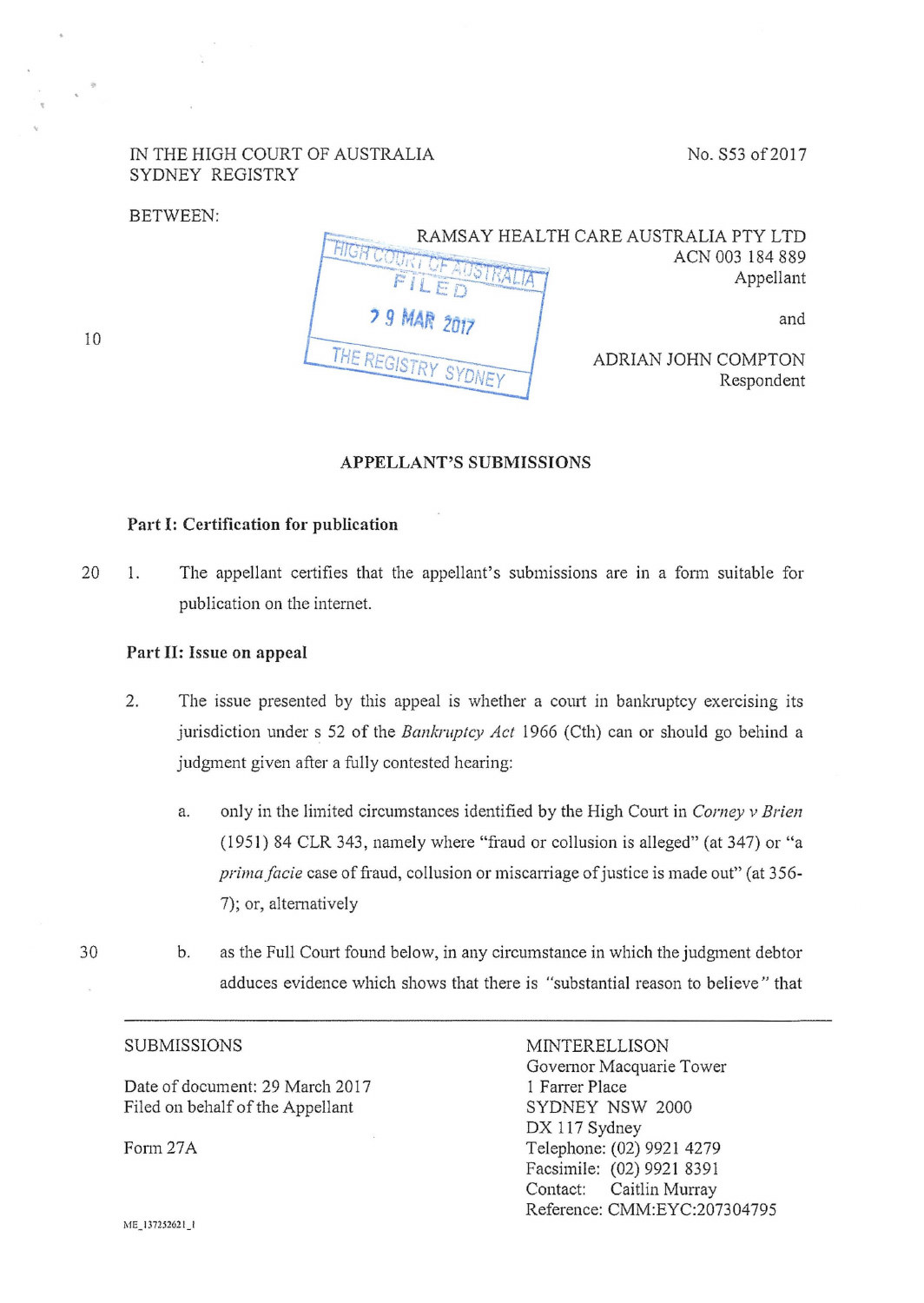IN THE HIGH COURT OF AUSTRALIA
SYDNEY REGISTRY

No. S53 of 2017

BETWEEN:

RAMSAY HEALTH CARE AUSTRALIA PTY LTD
ACN 003 184 889
Appellant

and

ADRIAN JOHN COMPTON
Respondent

HIGH COURT OF AUSTRALIA
FILED
29 MAR 2017
THE REGISTRY SYDNEY

## APPELLANT'S SUBMISSIONS

### Part I: Certification for publication

1. The appellant certifies that the appellant's submissions are in a form suitable for publication on the internet.

### Part II: Issue on appeal

2. The issue presented by this appeal is whether a court in bankruptcy exercising its jurisdiction under s 52 of the *Bankruptcy Act* 1966 (Cth) can or should go behind a judgment given after a fully contested hearing:

   a. only in the limited circumstances identified by the High Court in *Corney v Brien* (1951) 84 CLR 343, namely where "fraud or collusion is alleged" (at 347) or "a *prima facie* case of fraud, collusion or miscarriage of justice is made out" (at 356-7); or, alternatively

   b. as the Full Court found below, in any circumstance in which the judgment debtor adduces evidence which shows that there is *"substantial reason to believe"* that

---

SUBMISSIONS

Date of document: 29 March 2017
Filed on behalf of the Appellant

Form 27A

MINTERELLISON
Governor Macquarie Tower
1 Farrer Place
SYDNEY NSW 2000
DX 117 Sydney
Telephone: (02) 9921 4279
Facsimile: (02) 9921 8391
Contact: Caitlin Murray
Reference: CMM:EYC:207304795

ME_137252621_1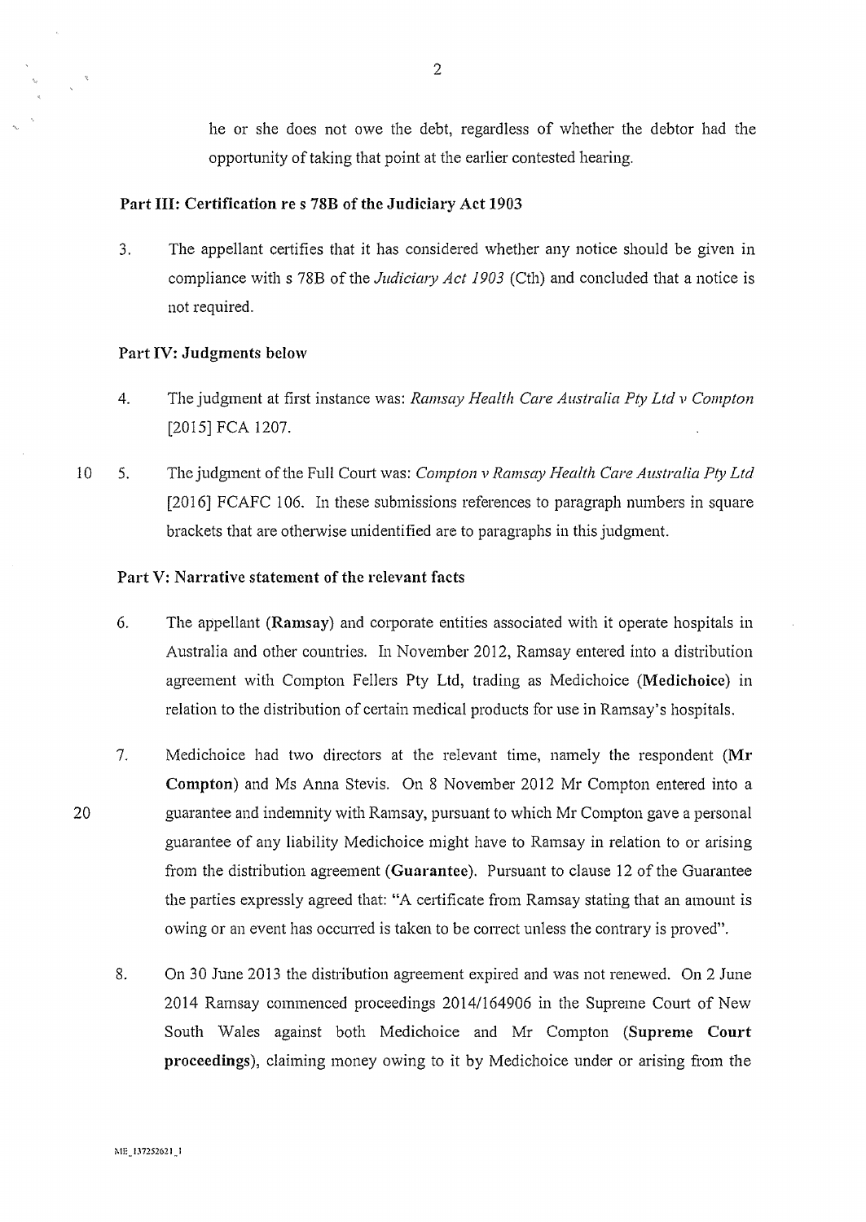he or she does not owe the debt, regardless of whether the debtor had the opportunity of taking that point at the earlier contested hearing.

## Part III: Certification re s 78B of the Judiciary Act 1903

3. The appellant certifies that it has considered whether any notice should be given in compliance with s 78B of the *Judiciary Act 1903* (Cth) and concluded that a notice is not required.

## Part IV: Judgments below

4. The judgment at first instance was: *Ramsay Health Care Australia Pty Ltd v Compton* [2015] FCA 1207.

5. The judgment of the Full Court was: *Compton v Ramsay Health Care Australia Pty Ltd* [2016] FCAFC 106. In these submissions references to paragraph numbers in square brackets that are otherwise unidentified are to paragraphs in this judgment.

## Part V: Narrative statement of the relevant facts

6. The appellant (**Ramsay**) and corporate entities associated with it operate hospitals in Australia and other countries. In November 2012, Ramsay entered into a distribution agreement with Compton Fellers Pty Ltd, trading as Medichoice (**Medichoice**) in relation to the distribution of certain medical products for use in Ramsay's hospitals.

7. Medichoice had two directors at the relevant time, namely the respondent (**Mr Compton**) and Ms Anna Stevis. On 8 November 2012 Mr Compton entered into a guarantee and indemnity with Ramsay, pursuant to which Mr Compton gave a personal guarantee of any liability Medichoice might have to Ramsay in relation to or arising from the distribution agreement (**Guarantee**). Pursuant to clause 12 of the Guarantee the parties expressly agreed that: "A certificate from Ramsay stating that an amount is owing or an event has occurred is taken to be correct unless the contrary is proved".

8. On 30 June 2013 the distribution agreement expired and was not renewed. On 2 June 2014 Ramsay commenced proceedings 2014/164906 in the Supreme Court of New South Wales against both Medichoice and Mr Compton (**Supreme Court proceedings**), claiming money owing to it by Medichoice under or arising from the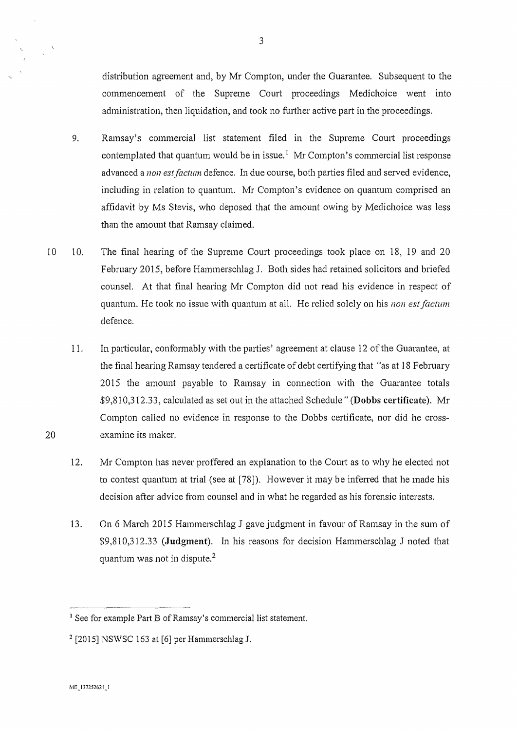distribution agreement and, by Mr Compton, under the Guarantee. Subsequent to the commencement of the Supreme Court proceedings Medichoice went into administration, then liquidation, and took no further active part in the proceedings.

9. Ramsay's commercial list statement filed in the Supreme Court proceedings contemplated that quantum would be in issue.[1] Mr Compton's commercial list response advanced a *non est factum* defence. In due course, both parties filed and served evidence, including in relation to quantum. Mr Compton's evidence on quantum comprised an affidavit by Ms Stevis, who deposed that the amount owing by Medichoice was less than the amount that Ramsay claimed.

10. The final hearing of the Supreme Court proceedings took place on 18, 19 and 20 February 2015, before Hammerschlag J. Both sides had retained solicitors and briefed counsel. At that final hearing Mr Compton did not read his evidence in respect of quantum. He took no issue with quantum at all. He relied solely on his *non est factum* defence.

11. In particular, conformably with the parties' agreement at clause 12 of the Guarantee, at the final hearing Ramsay tendered a certificate of debt certifying that "as at 18 February 2015 the amount payable to Ramsay in connection with the Guarantee totals $9,810,312.33, calculated as set out in the attached Schedule" (**Dobbs certificate**). Mr Compton called no evidence in response to the Dobbs certificate, nor did he cross-examine its maker.

12. Mr Compton has never proffered an explanation to the Court as to why he elected not to contest quantum at trial (see at [78]). However it may be inferred that he made his decision after advice from counsel and in what he regarded as his forensic interests.

13. On 6 March 2015 Hammerschlag J gave judgment in favour of Ramsay in the sum of $9,810,312.33 (**Judgment**). In his reasons for decision Hammerschlag J noted that quantum was not in dispute.[2]

---

[1] See for example Part B of Ramsay's commercial list statement.

[2] [2015] NSWSC 163 at [6] per Hammerschlag J.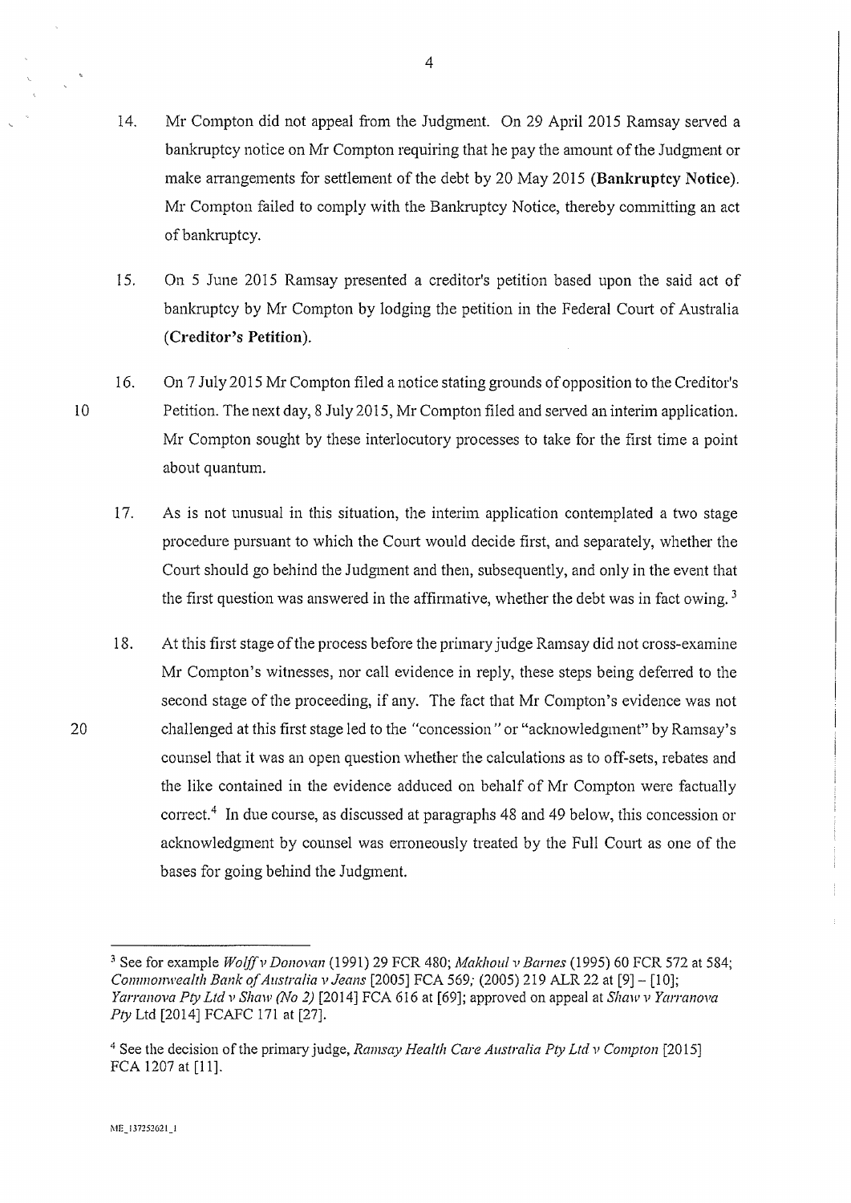14. Mr Compton did not appeal from the Judgment. On 29 April 2015 Ramsay served a bankruptcy notice on Mr Compton requiring that he pay the amount of the Judgment or make arrangements for settlement of the debt by 20 May 2015 (**Bankruptcy Notice**). Mr Compton failed to comply with the Bankruptcy Notice, thereby committing an act of bankruptcy.

15. On 5 June 2015 Ramsay presented a creditor's petition based upon the said act of bankruptcy by Mr Compton by lodging the petition in the Federal Court of Australia (**Creditor's Petition**).

16. On 7 July 2015 Mr Compton filed a notice stating grounds of opposition to the Creditor's Petition. The next day, 8 July 2015, Mr Compton filed and served an interim application. Mr Compton sought by these interlocutory processes to take for the first time a point about quantum.

17. As is not unusual in this situation, the interim application contemplated a two stage procedure pursuant to which the Court would decide first, and separately, whether the Court should go behind the Judgment and then, subsequently, and only in the event that the first question was answered in the affirmative, whether the debt was in fact owing.[3]

18. At this first stage of the process before the primary judge Ramsay did not cross-examine Mr Compton's witnesses, nor call evidence in reply, these steps being deferred to the second stage of the proceeding, if any. The fact that Mr Compton's evidence was not challenged at this first stage led to the "concession" or "acknowledgment" by Ramsay's counsel that it was an open question whether the calculations as to off-sets, rebates and the like contained in the evidence adduced on behalf of Mr Compton were factually correct.[4] In due course, as discussed at paragraphs 48 and 49 below, this concession or acknowledgment by counsel was erroneously treated by the Full Court as one of the bases for going behind the Judgment.

---

[3] See for example *Wolff v Donovan* (1991) 29 FCR 480; *Makhoul v Barnes* (1995) 60 FCR 572 at 584; *Commonwealth Bank of Australia v Jeans* [2005] FCA 569; (2005) 219 ALR 22 at [9] – [10]; *Yarranova Pty Ltd v Shaw (No 2)* [2014] FCA 616 at [69]; approved on appeal at *Shaw v Yarranova Pty* Ltd [2014] FCAFC 171 at [27].

[4] See the decision of the primary judge, *Ramsay Health Care Australia Pty Ltd v Compton* [2015] FCA 1207 at [11].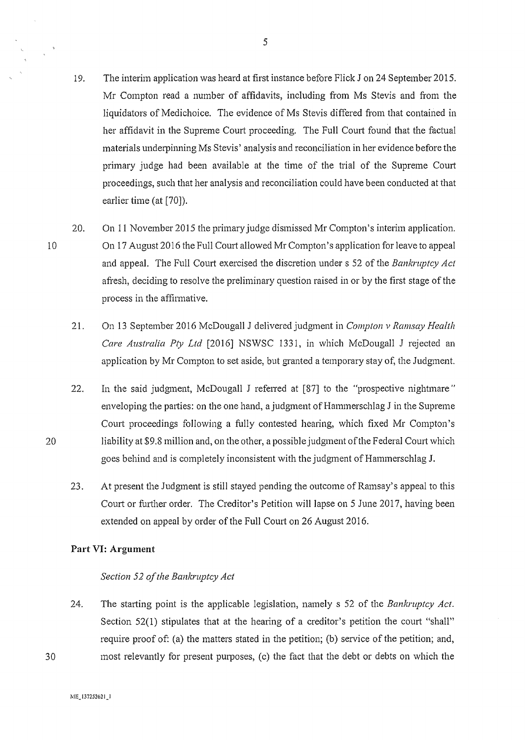19. The interim application was heard at first instance before Flick J on 24 September 2015. Mr Compton read a number of affidavits, including from Ms Stevis and from the liquidators of Medichoice. The evidence of Ms Stevis differed from that contained in her affidavit in the Supreme Court proceeding. The Full Court found that the factual materials underpinning Ms Stevis' analysis and reconciliation in her evidence before the primary judge had been available at the time of the trial of the Supreme Court proceedings, such that her analysis and reconciliation could have been conducted at that earlier time (at [70]).

20. On 11 November 2015 the primary judge dismissed Mr Compton's interim application. On 17 August 2016 the Full Court allowed Mr Compton's application for leave to appeal and appeal. The Full Court exercised the discretion under s 52 of the *Bankruptcy Act* afresh, deciding to resolve the preliminary question raised in or by the first stage of the process in the affirmative.

21. On 13 September 2016 McDougall J delivered judgment in *Compton v Ramsay Health Care Australia Pty Ltd* [2016] NSWSC 1331, in which McDougall J rejected an application by Mr Compton to set aside, but granted a temporary stay of, the Judgment.

22. In the said judgment, McDougall J referred at [87] to the "prospective nightmare" enveloping the parties: on the one hand, a judgment of Hammerschlag J in the Supreme Court proceedings following a fully contested hearing, which fixed Mr Compton's liability at $9.8 million and, on the other, a possible judgment of the Federal Court which goes behind and is completely inconsistent with the judgment of Hammerschlag J.

23. At present the Judgment is still stayed pending the outcome of Ramsay's appeal to this Court or further order. The Creditor's Petition will lapse on 5 June 2017, having been extended on appeal by order of the Full Court on 26 August 2016.

## Part VI: Argument

### *Section 52 of the Bankruptcy Act*

24. The starting point is the applicable legislation, namely s 52 of the *Bankruptcy Act*. Section 52(1) stipulates that at the hearing of a creditor's petition the court "shall" require proof of: (a) the matters stated in the petition; (b) service of the petition; and, most relevantly for present purposes, (c) the fact that the debt or debts on which the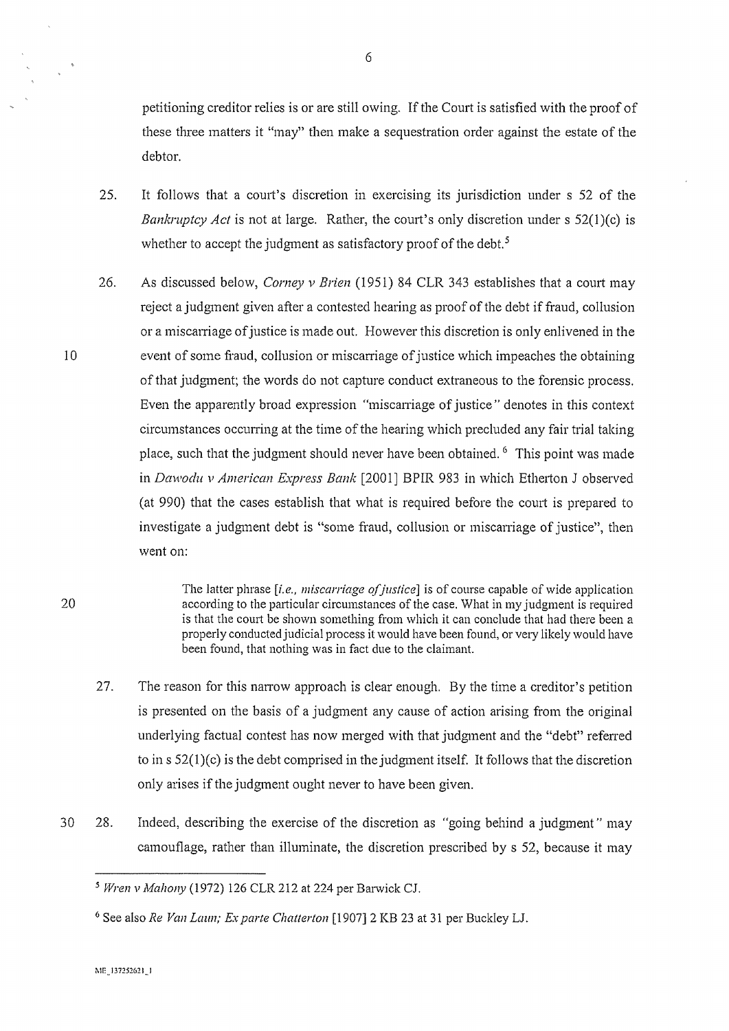petitioning creditor relies is or are still owing. If the Court is satisfied with the proof of these three matters it "may" then make a sequestration order against the estate of the debtor.

25. It follows that a court's discretion in exercising its jurisdiction under s 52 of the *Bankruptcy Act* is not at large. Rather, the court's only discretion under s 52(1)(c) is whether to accept the judgment as satisfactory proof of the debt.[5]

26. As discussed below, *Corney v Brien* (1951) 84 CLR 343 establishes that a court may reject a judgment given after a contested hearing as proof of the debt if fraud, collusion or a miscarriage of justice is made out. However this discretion is only enlivened in the event of some fraud, collusion or miscarriage of justice which impeaches the obtaining of that judgment; the words do not capture conduct extraneous to the forensic process. Even the apparently broad expression *"miscarriage of justice"* denotes in this context circumstances occurring at the time of the hearing which precluded any fair trial taking place, such that the judgment should never have been obtained.[6] This point was made in *Dawodu v American Express Bank* [2001] BPIR 983 in which Etherton J observed (at 990) that the cases establish that what is required before the court is prepared to investigate a judgment debt is "some fraud, collusion or miscarriage of justice", then went on:

> The latter phrase [*i.e., miscarriage of justice*] is of course capable of wide application according to the particular circumstances of the case. What in my judgment is required is that the court be shown something from which it can conclude that had there been a properly conducted judicial process it would have been found, or very likely would have been found, that nothing was in fact due to the claimant.

27. The reason for this narrow approach is clear enough. By the time a creditor's petition is presented on the basis of a judgment any cause of action arising from the original underlying factual contest has now merged with that judgment and the "debt" referred to in s 52(1)(c) is the debt comprised in the judgment itself. It follows that the discretion only arises if the judgment ought never to have been given.

28. Indeed, describing the exercise of the discretion as *"going behind a judgment"* may camouflage, rather than illuminate, the discretion prescribed by s 52, because it may

---

[5] *Wren v Mahony* (1972) 126 CLR 212 at 224 per Barwick CJ.

[6] See also *Re Van Laun; Ex parte Chatterton* [1907] 2 KB 23 at 31 per Buckley LJ.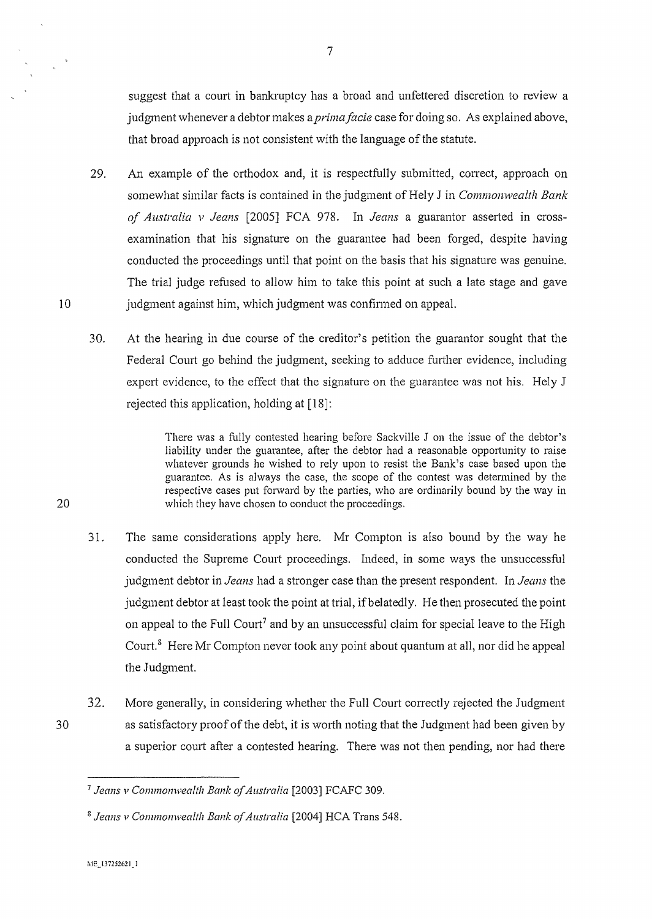suggest that a court in bankruptcy has a broad and unfettered discretion to review a judgment whenever a debtor makes a *prima facie* case for doing so. As explained above, that broad approach is not consistent with the language of the statute.

29. An example of the orthodox and, it is respectfully submitted, correct, approach on somewhat similar facts is contained in the judgment of Hely J in *Commonwealth Bank of Australia v Jeans* [2005] FCA 978. In *Jeans* a guarantor asserted in cross-examination that his signature on the guarantee had been forged, despite having conducted the proceedings until that point on the basis that his signature was genuine. The trial judge refused to allow him to take this point at such a late stage and gave judgment against him, which judgment was confirmed on appeal.

30. At the hearing in due course of the creditor's petition the guarantor sought that the Federal Court go behind the judgment, seeking to adduce further evidence, including expert evidence, to the effect that the signature on the guarantee was not his. Hely J rejected this application, holding at [18]:

> There was a fully contested hearing before Sackville J on the issue of the debtor's liability under the guarantee, after the debtor had a reasonable opportunity to raise whatever grounds he wished to rely upon to resist the Bank's case based upon the guarantee. As is always the case, the scope of the contest was determined by the respective cases put forward by the parties, who are ordinarily bound by the way in which they have chosen to conduct the proceedings.

31. The same considerations apply here. Mr Compton is also bound by the way he conducted the Supreme Court proceedings. Indeed, in some ways the unsuccessful judgment debtor in *Jeans* had a stronger case than the present respondent. In *Jeans* the judgment debtor at least took the point at trial, if belatedly. He then prosecuted the point on appeal to the Full Court[7] and by an unsuccessful claim for special leave to the High Court.[8] Here Mr Compton never took any point about quantum at all, nor did he appeal the Judgment.

32. More generally, in considering whether the Full Court correctly rejected the Judgment as satisfactory proof of the debt, it is worth noting that the Judgment had been given by a superior court after a contested hearing. There was not then pending, nor had there

---

[7] *Jeans v Commonwealth Bank of Australia* [2003] FCAFC 309.

[8] *Jeans v Commonwealth Bank of Australia* [2004] HCA Trans 548.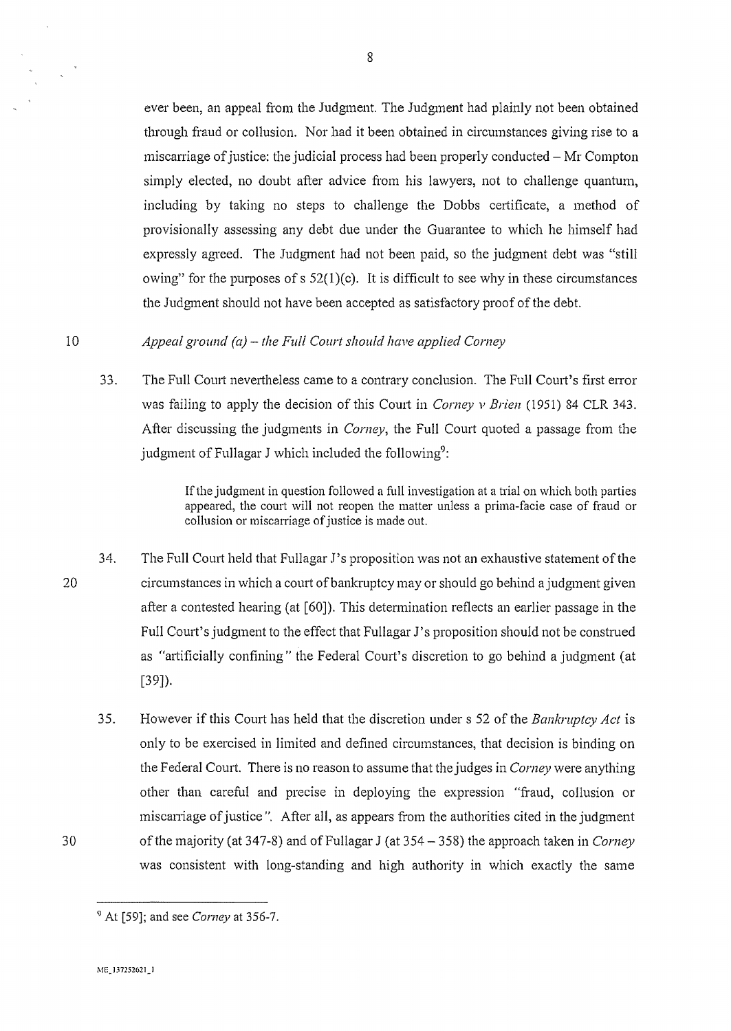ever been, an appeal from the Judgment. The Judgment had plainly not been obtained through fraud or collusion. Nor had it been obtained in circumstances giving rise to a miscarriage of justice: the judicial process had been properly conducted – Mr Compton simply elected, no doubt after advice from his lawyers, not to challenge quantum, including by taking no steps to challenge the Dobbs certificate, a method of provisionally assessing any debt due under the Guarantee to which he himself had expressly agreed. The Judgment had not been paid, so the judgment debt was "still owing" for the purposes of s 52(1)(c). It is difficult to see why in these circumstances the Judgment should not have been accepted as satisfactory proof of the debt.

*Appeal ground (a) – the Full Court should have applied Corney*

33. The Full Court nevertheless came to a contrary conclusion. The Full Court's first error was failing to apply the decision of this Court in *Corney v Brien* (1951) 84 CLR 343. After discussing the judgments in *Corney*, the Full Court quoted a passage from the judgment of Fullagar J which included the following[9]:

> If the judgment in question followed a full investigation at a trial on which both parties appeared, the court will not reopen the matter unless a prima-facie case of fraud or collusion or miscarriage of justice is made out.

34. The Full Court held that Fullagar J's proposition was not an exhaustive statement of the circumstances in which a court of bankruptcy may or should go behind a judgment given after a contested hearing (at [60]). This determination reflects an earlier passage in the Full Court's judgment to the effect that Fullagar J's proposition should not be construed as *"artificially confining"* the Federal Court's discretion to go behind a judgment (at [39]).

35. However if this Court has held that the discretion under s 52 of the *Bankruptcy Act* is only to be exercised in limited and defined circumstances, that decision is binding on the Federal Court. There is no reason to assume that the judges in *Corney* were anything other than careful and precise in deploying the expression *"fraud, collusion or miscarriage of justice"*. After all, as appears from the authorities cited in the judgment of the majority (at 347-8) and of Fullagar J (at 354 – 358) the approach taken in *Corney* was consistent with long-standing and high authority in which exactly the same

[9] At [59]; and see *Corney* at 356-7.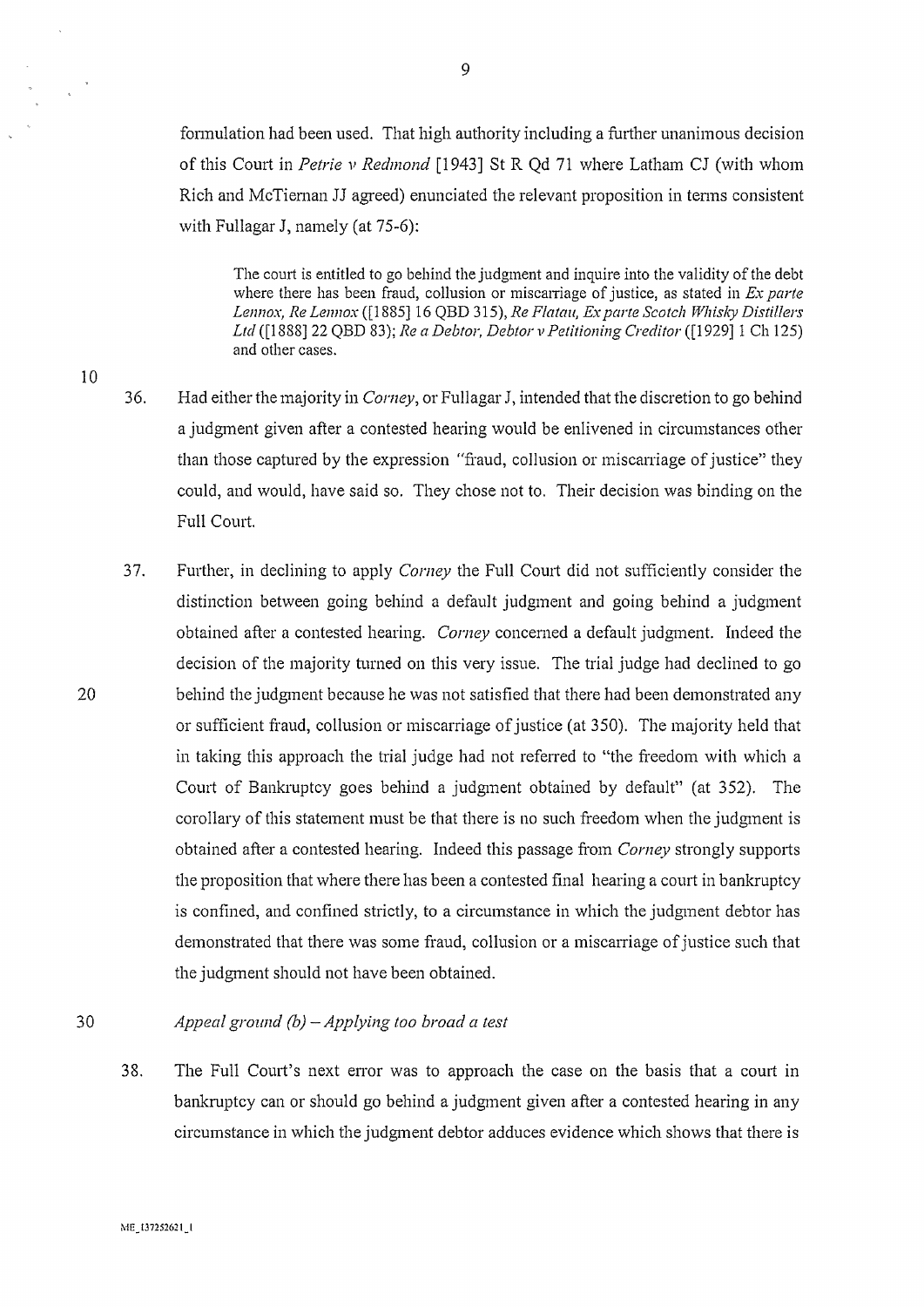formulation had been used. That high authority including a further unanimous decision of this Court in *Petrie v Redmond* [1943] St R Qd 71 where Latham CJ (with whom Rich and McTiernan JJ agreed) enunciated the relevant proposition in terms consistent with Fullagar J, namely (at 75-6):

> The court is entitled to go behind the judgment and inquire into the validity of the debt where there has been fraud, collusion or miscarriage of justice, as stated in *Ex parte Lennox, Re Lennox* ([1885] 16 QBD 315), *Re Flatau, Ex parte Scotch Whisky Distillers Ltd* ([1888] 22 QBD 83); *Re a Debtor, Debtor v Petitioning Creditor* ([1929] 1 Ch 125) and other cases.

36. Had either the majority in *Corney*, or Fullagar J, intended that the discretion to go behind a judgment given after a contested hearing would be enlivened in circumstances other than those captured by the expression "fraud, collusion or miscarriage of justice" they could, and would, have said so. They chose not to. Their decision was binding on the Full Court.

37. Further, in declining to apply *Corney* the Full Court did not sufficiently consider the distinction between going behind a default judgment and going behind a judgment obtained after a contested hearing. *Corney* concerned a default judgment. Indeed the decision of the majority turned on this very issue. The trial judge had declined to go behind the judgment because he was not satisfied that there had been demonstrated any or sufficient fraud, collusion or miscarriage of justice (at 350). The majority held that in taking this approach the trial judge had not referred to "the freedom with which a Court of Bankruptcy goes behind a judgment obtained by default" (at 352). The corollary of this statement must be that there is no such freedom when the judgment is obtained after a contested hearing. Indeed this passage from *Corney* strongly supports the proposition that where there has been a contested final hearing a court in bankruptcy is confined, and confined strictly, to a circumstance in which the judgment debtor has demonstrated that there was some fraud, collusion or a miscarriage of justice such that the judgment should not have been obtained.

*Appeal ground (b) – Applying too broad a test*

38. The Full Court's next error was to approach the case on the basis that a court in bankruptcy can or should go behind a judgment given after a contested hearing in any circumstance in which the judgment debtor adduces evidence which shows that there is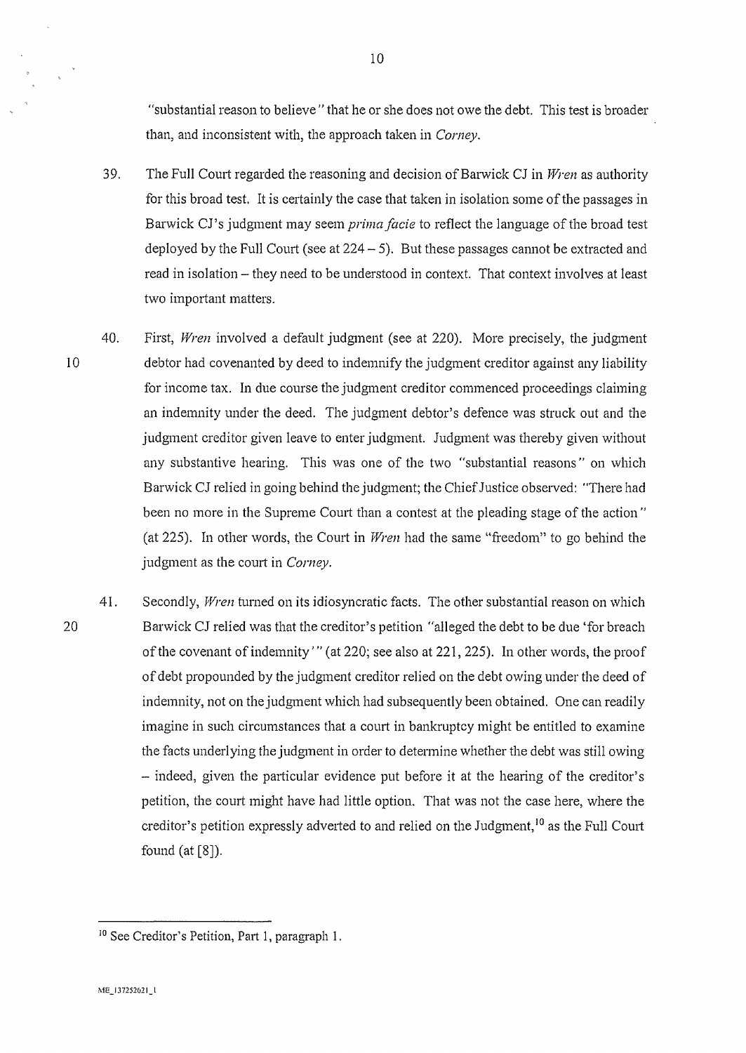"substantial reason to believe" that he or she does not owe the debt. This test is broader than, and inconsistent with, the approach taken in *Corney*.

39. The Full Court regarded the reasoning and decision of Barwick CJ in *Wren* as authority for this broad test. It is certainly the case that taken in isolation some of the passages in Barwick CJ's judgment may seem *prima facie* to reflect the language of the broad test deployed by the Full Court (see at 224 – 5). But these passages cannot be extracted and read in isolation – they need to be understood in context. That context involves at least two important matters.

40. First, *Wren* involved a default judgment (see at 220). More precisely, the judgment debtor had covenanted by deed to indemnify the judgment creditor against any liability for income tax. In due course the judgment creditor commenced proceedings claiming an indemnity under the deed. The judgment debtor's defence was struck out and the judgment creditor given leave to enter judgment. Judgment was thereby given without any substantive hearing. This was one of the two "substantial reasons" on which Barwick CJ relied in going behind the judgment; the Chief Justice observed: "There had been no more in the Supreme Court than a contest at the pleading stage of the action" (at 225). In other words, the Court in *Wren* had the same "freedom" to go behind the judgment as the court in *Corney*.

41. Secondly, *Wren* turned on its idiosyncratic facts. The other substantial reason on which Barwick CJ relied was that the creditor's petition "alleged the debt to be due 'for breach of the covenant of indemnity'" (at 220; see also at 221, 225). In other words, the proof of debt propounded by the judgment creditor relied on the debt owing under the deed of indemnity, not on the judgment which had subsequently been obtained. One can readily imagine in such circumstances that a court in bankruptcy might be entitled to examine the facts underlying the judgment in order to determine whether the debt was still owing – indeed, given the particular evidence put before it at the hearing of the creditor's petition, the court might have had little option. That was not the case here, where the creditor's petition expressly adverted to and relied on the Judgment,[10] as the Full Court found (at [8]).

---

[10] See Creditor's Petition, Part 1, paragraph 1.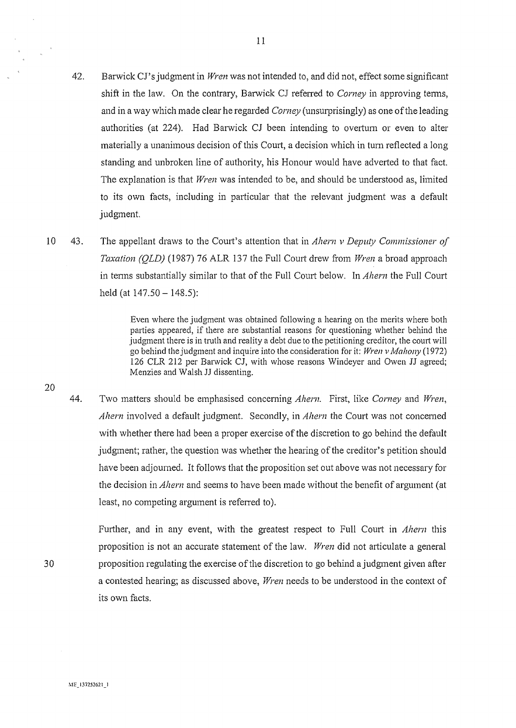42. Barwick CJ's judgment in *Wren* was not intended to, and did not, effect some significant shift in the law. On the contrary, Barwick CJ referred to *Corney* in approving terms, and in a way which made clear he regarded *Corney* (unsurprisingly) as one of the leading authorities (at 224). Had Barwick CJ been intending to overturn or even to alter materially a unanimous decision of this Court, a decision which in turn reflected a long standing and unbroken line of authority, his Honour would have adverted to that fact. The explanation is that *Wren* was intended to be, and should be understood as, limited to its own facts, including in particular that the relevant judgment was a default judgment.

43. The appellant draws to the Court's attention that in *Ahern v Deputy Commissioner of Taxation (QLD)* (1987) 76 ALR 137 the Full Court drew from *Wren* a broad approach in terms substantially similar to that of the Full Court below. In *Ahern* the Full Court held (at 147.50 – 148.5):

> Even where the judgment was obtained following a hearing on the merits where both parties appeared, if there are substantial reasons for questioning whether behind the judgment there is in truth and reality a debt due to the petitioning creditor, the court will go behind the judgment and inquire into the consideration for it: *Wren v Mahony* (1972) 126 CLR 212 per Barwick CJ, with whose reasons Windeyer and Owen JJ agreed; Menzies and Walsh JJ dissenting.

44. Two matters should be emphasised concerning *Ahern*. First, like *Corney* and *Wren*, *Ahern* involved a default judgment. Secondly, in *Ahern* the Court was not concerned with whether there had been a proper exercise of the discretion to go behind the default judgment; rather, the question was whether the hearing of the creditor's petition should have been adjourned. It follows that the proposition set out above was not necessary for the decision in *Ahern* and seems to have been made without the benefit of argument (at least, no competing argument is referred to).

Further, and in any event, with the greatest respect to Full Court in *Ahern* this proposition is not an accurate statement of the law. *Wren* did not articulate a general proposition regulating the exercise of the discretion to go behind a judgment given after a contested hearing; as discussed above, *Wren* needs to be understood in the context of its own facts.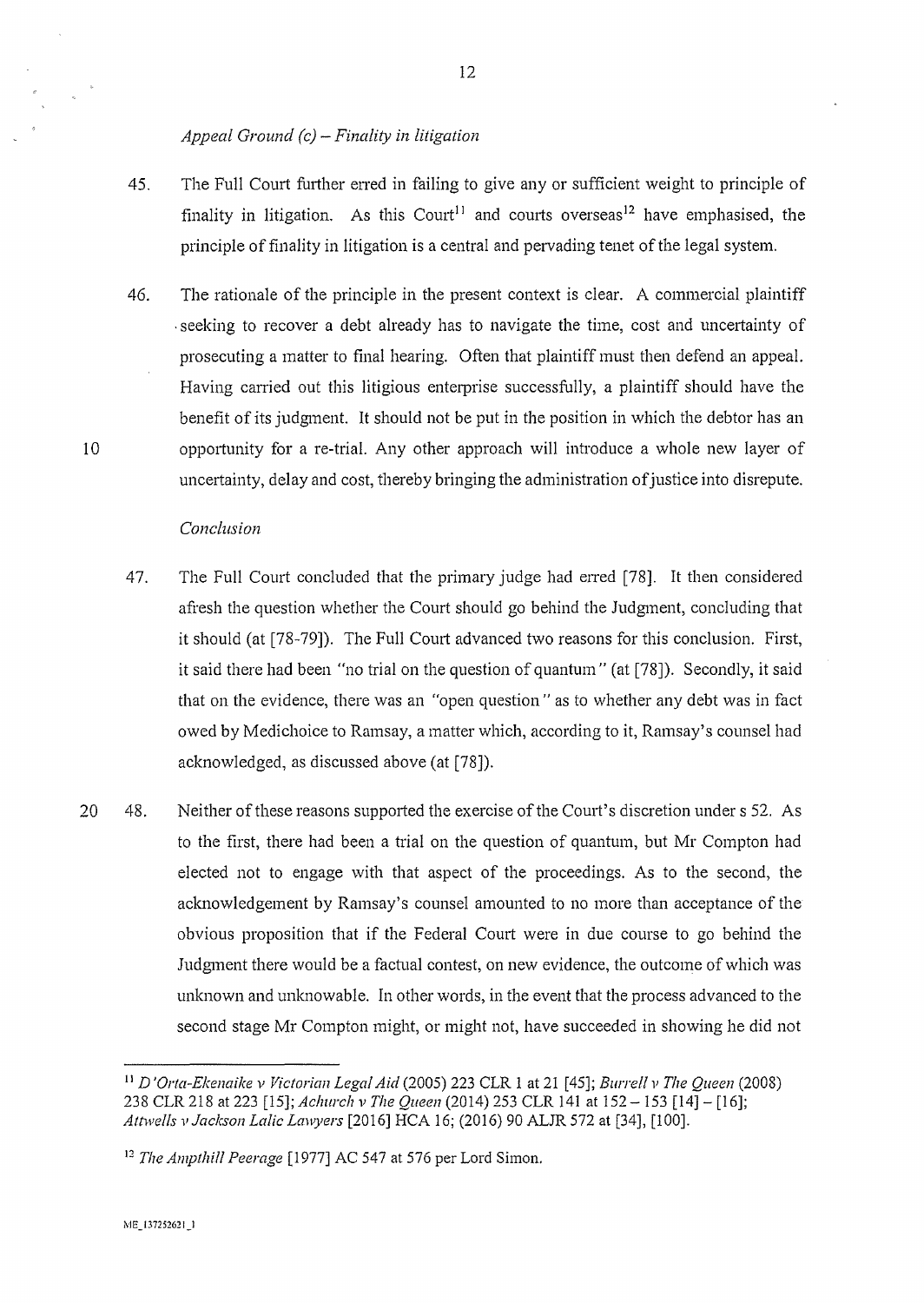*Appeal Ground (c) – Finality in litigation*

45. The Full Court further erred in failing to give any or sufficient weight to principle of finality in litigation. As this Court[11] and courts overseas[12] have emphasised, the principle of finality in litigation is a central and pervading tenet of the legal system.

46. The rationale of the principle in the present context is clear. A commercial plaintiff seeking to recover a debt already has to navigate the time, cost and uncertainty of prosecuting a matter to final hearing. Often that plaintiff must then defend an appeal. Having carried out this litigious enterprise successfully, a plaintiff should have the benefit of its judgment. It should not be put in the position in which the debtor has an opportunity for a re-trial. Any other approach will introduce a whole new layer of uncertainty, delay and cost, thereby bringing the administration of justice into disrepute.

*Conclusion*

47. The Full Court concluded that the primary judge had erred [78]. It then considered afresh the question whether the Court should go behind the Judgment, concluding that it should (at [78-79]). The Full Court advanced two reasons for this conclusion. First, it said there had been "no trial on the question of quantum" (at [78]). Secondly, it said that on the evidence, there was an "open question" as to whether any debt was in fact owed by Medichoice to Ramsay, a matter which, according to it, Ramsay's counsel had acknowledged, as discussed above (at [78]).

48. Neither of these reasons supported the exercise of the Court's discretion under s 52. As to the first, there had been a trial on the question of quantum, but Mr Compton had elected not to engage with that aspect of the proceedings. As to the second, the acknowledgement by Ramsay's counsel amounted to no more than acceptance of the obvious proposition that if the Federal Court were in due course to go behind the Judgment there would be a factual contest, on new evidence, the outcome of which was unknown and unknowable. In other words, in the event that the process advanced to the second stage Mr Compton might, or might not, have succeeded in showing he did not

---

[11] *D'Orta-Ekenaike v Victorian Legal Aid* (2005) 223 CLR 1 at 21 [45]; *Burrell v The Queen* (2008) 238 CLR 218 at 223 [15]; *Achurch v The Queen* (2014) 253 CLR 141 at 152 – 153 [14] – [16]; *Attwells v Jackson Lalic Lawyers* [2016] HCA 16; (2016) 90 ALJR 572 at [34], [100].

[12] *The Ampthill Peerage* [1977] AC 547 at 576 per Lord Simon.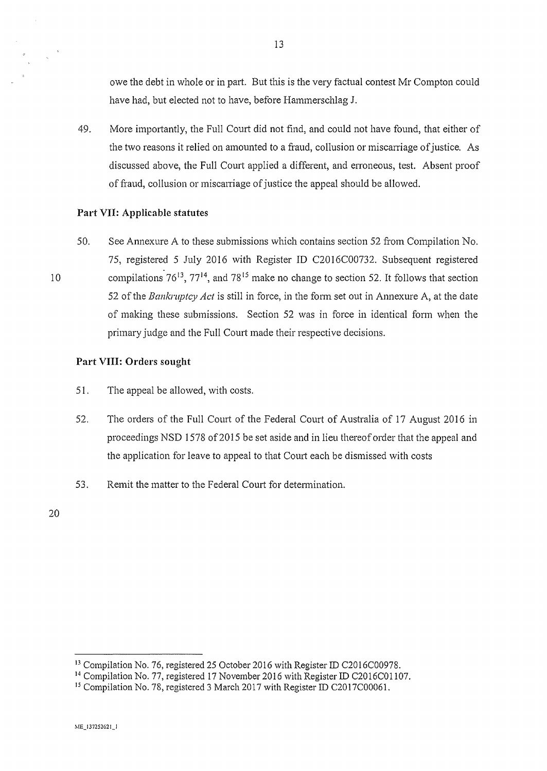owe the debt in whole or in part. But this is the very factual contest Mr Compton could have had, but elected not to have, before Hammerschlag J.

49. More importantly, the Full Court did not find, and could not have found, that either of the two reasons it relied on amounted to a fraud, collusion or miscarriage of justice. As discussed above, the Full Court applied a different, and erroneous, test. Absent proof of fraud, collusion or miscarriage of justice the appeal should be allowed.

### Part VII: Applicable statutes

50. See Annexure A to these submissions which contains section 52 from Compilation No. 75, registered 5 July 2016 with Register ID C2016C00732. Subsequent registered compilations 76[13], 77[14], and 78[15] make no change to section 52. It follows that section 52 of the *Bankruptcy Act* is still in force, in the form set out in Annexure A, at the date of making these submissions. Section 52 was in force in identical form when the primary judge and the Full Court made their respective decisions.

### Part VIII: Orders sought

51. The appeal be allowed, with costs.

52. The orders of the Full Court of the Federal Court of Australia of 17 August 2016 in proceedings NSD 1578 of 2015 be set aside and in lieu thereof order that the appeal and the application for leave to appeal to that Court each be dismissed with costs

53. Remit the matter to the Federal Court for determination.

---

[13] Compilation No. 76, registered 25 October 2016 with Register ID C2016C00978.

[14] Compilation No. 77, registered 17 November 2016 with Register ID C2016C01107.

[15] Compilation No. 78, registered 3 March 2017 with Register ID C2017C00061.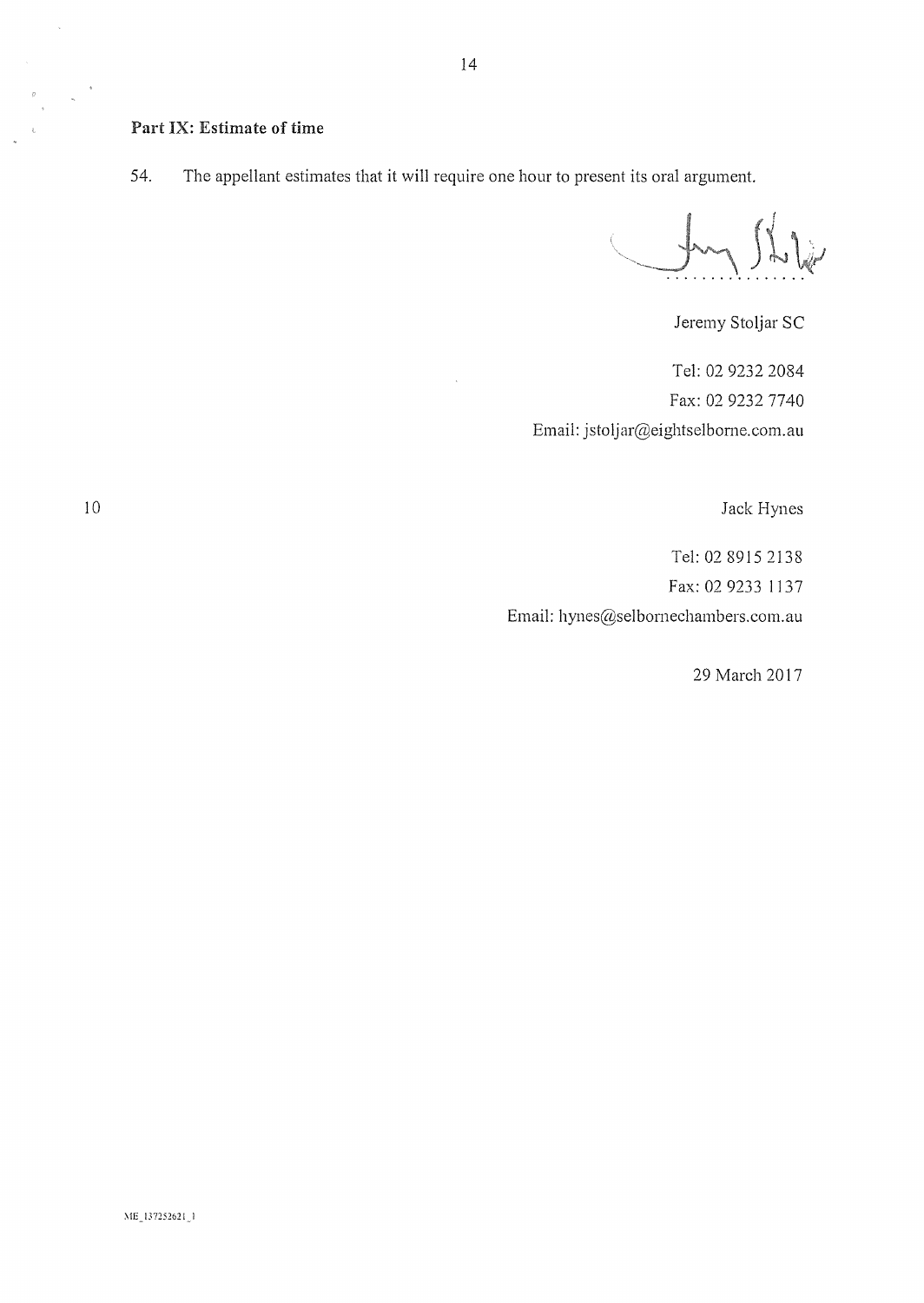## Part IX: Estimate of time

54. The appellant estimates that it will require one hour to present its oral argument.

Jeremy Stoljar SC

Tel: 02 9232 2084
Fax: 02 9232 7740
Email: jstoljar@eightselborne.com.au

Jack Hynes

Tel: 02 8915 2138
Fax: 02 9233 1137
Email: hynes@selbornechambers.com.au

29 March 2017

ME_137252621_1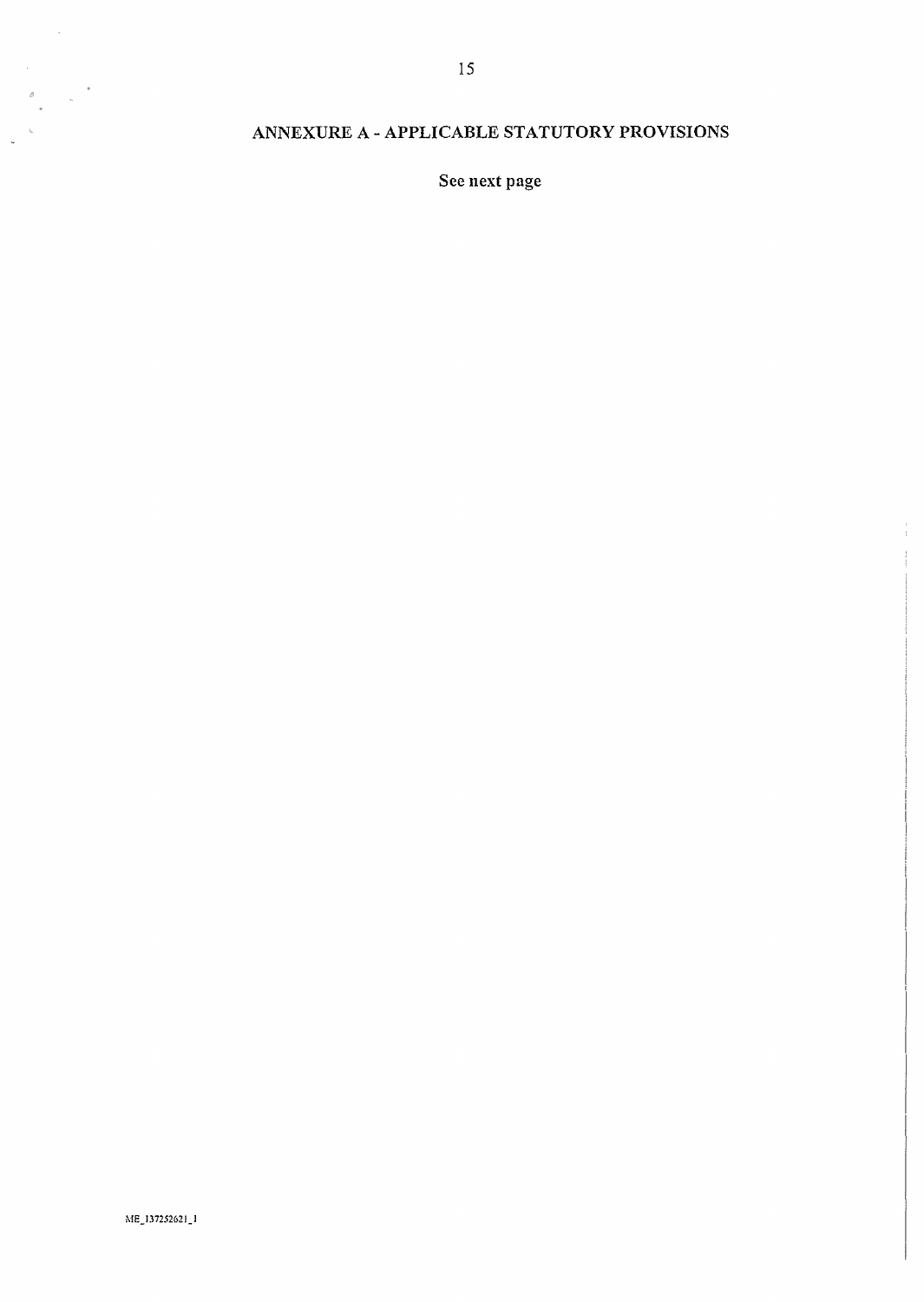## ANNEXURE A - APPLICABLE STATUTORY PROVISIONS

See next page

ME_137252621_1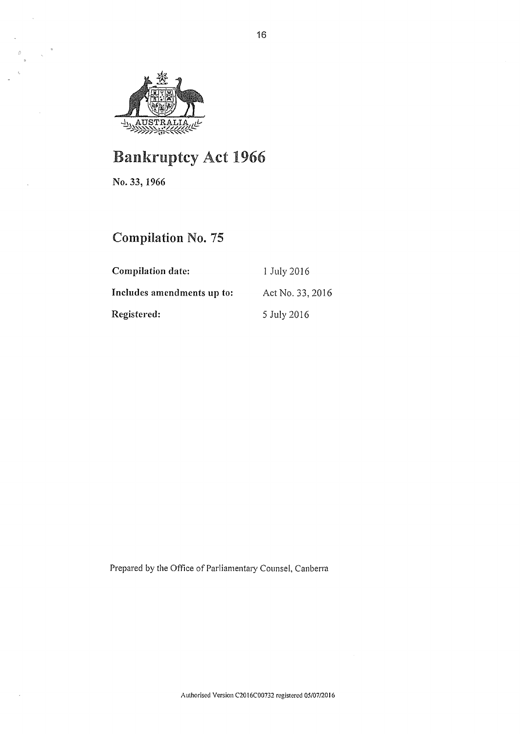# Bankruptcy Act 1966

**No. 33, 1966**

## Compilation No. 75

| | |
|---|---|
| **Compilation date:** | 1 July 2016 |
| **Includes amendments up to:** | Act No. 33, 2016 |
| **Registered:** | 5 July 2016 |

Prepared by the Office of Parliamentary Counsel, Canberra

Authorised Version C2016C00732 registered 05/07/2016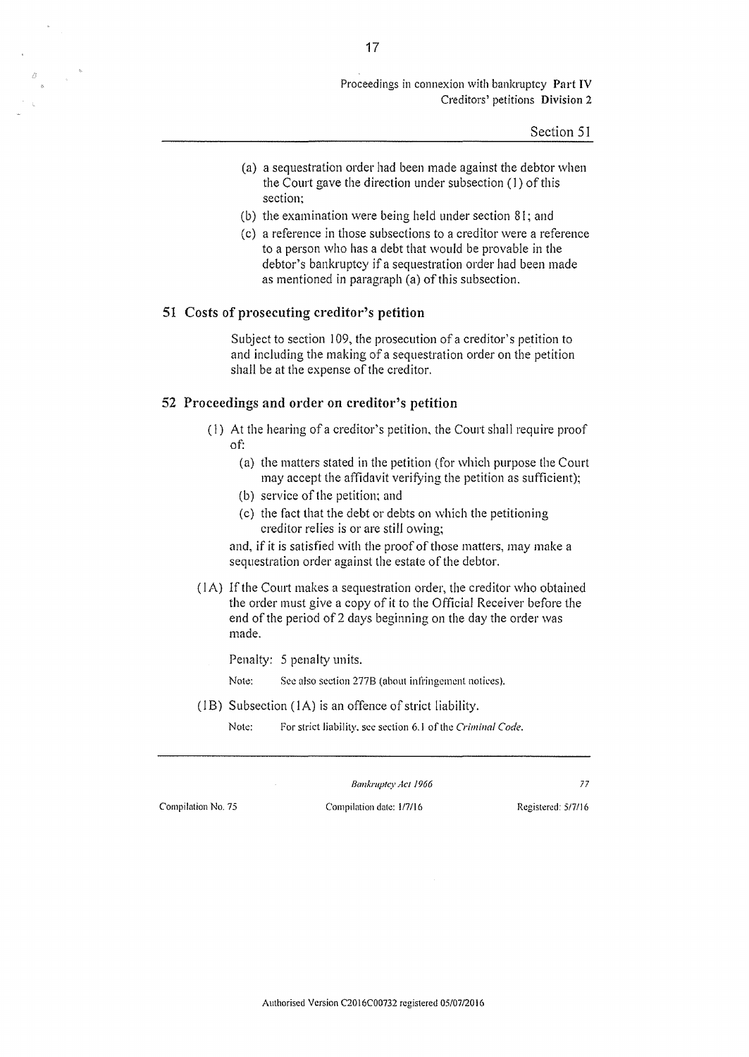(a) a sequestration order had been made against the debtor when the Court gave the direction under subsection (1) of this section;

(b) the examination were being held under section 81; and

(c) a reference in those subsections to a creditor were a reference to a person who has a debt that would be provable in the debtor's bankruptcy if a sequestration order had been made as mentioned in paragraph (a) of this subsection.

## 51 Costs of prosecuting creditor's petition

Subject to section 109, the prosecution of a creditor's petition to and including the making of a sequestration order on the petition shall be at the expense of the creditor.

## 52 Proceedings and order on creditor's petition

(1) At the hearing of a creditor's petition, the Court shall require proof of:

(a) the matters stated in the petition (for which purpose the Court may accept the affidavit verifying the petition as sufficient);

(b) service of the petition; and

(c) the fact that the debt or debts on which the petitioning creditor relies is or are still owing;

and, if it is satisfied with the proof of those matters, may make a sequestration order against the estate of the debtor.

(1A) If the Court makes a sequestration order, the creditor who obtained the order must give a copy of it to the Official Receiver before the end of the period of 2 days beginning on the day the order was made.

Penalty: 5 penalty units.

Note: See also section 277B (about infringement notices).

(1B) Subsection (1A) is an offence of strict liability.

Note: For strict liability, see section 6.1 of the *Criminal Code*.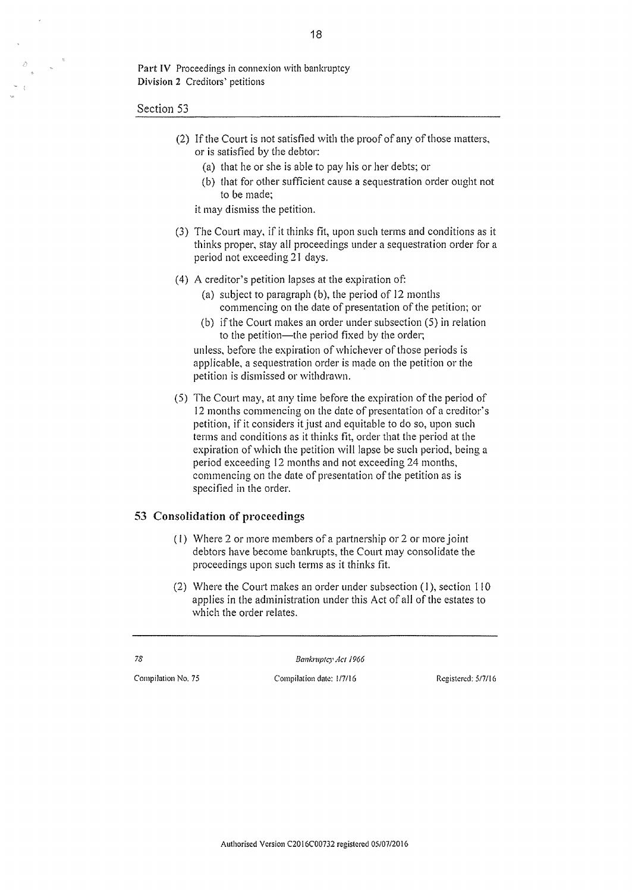(2) If the Court is not satisfied with the proof of any of those matters, or is satisfied by the debtor:

(a) that he or she is able to pay his or her debts; or

(b) that for other sufficient cause a sequestration order ought not to be made;

it may dismiss the petition.

(3) The Court may, if it thinks fit, upon such terms and conditions as it thinks proper, stay all proceedings under a sequestration order for a period not exceeding 21 days.

(4) A creditor's petition lapses at the expiration of:

(a) subject to paragraph (b), the period of 12 months commencing on the date of presentation of the petition; or

(b) if the Court makes an order under subsection (5) in relation to the petition—the period fixed by the order;

unless, before the expiration of whichever of those periods is applicable, a sequestration order is made on the petition or the petition is dismissed or withdrawn.

(5) The Court may, at any time before the expiration of the period of 12 months commencing on the date of presentation of a creditor's petition, if it considers it just and equitable to do so, upon such terms and conditions as it thinks fit, order that the period at the expiration of which the petition will lapse be such period, being a period exceeding 12 months and not exceeding 24 months, commencing on the date of presentation of the petition as is specified in the order.

### 53 Consolidation of proceedings

(1) Where 2 or more members of a partnership or 2 or more joint debtors have become bankrupts, the Court may consolidate the proceedings upon such terms as it thinks fit.

(2) Where the Court makes an order under subsection (1), section 110 applies in the administration under this Act of all of the estates to which the order relates.